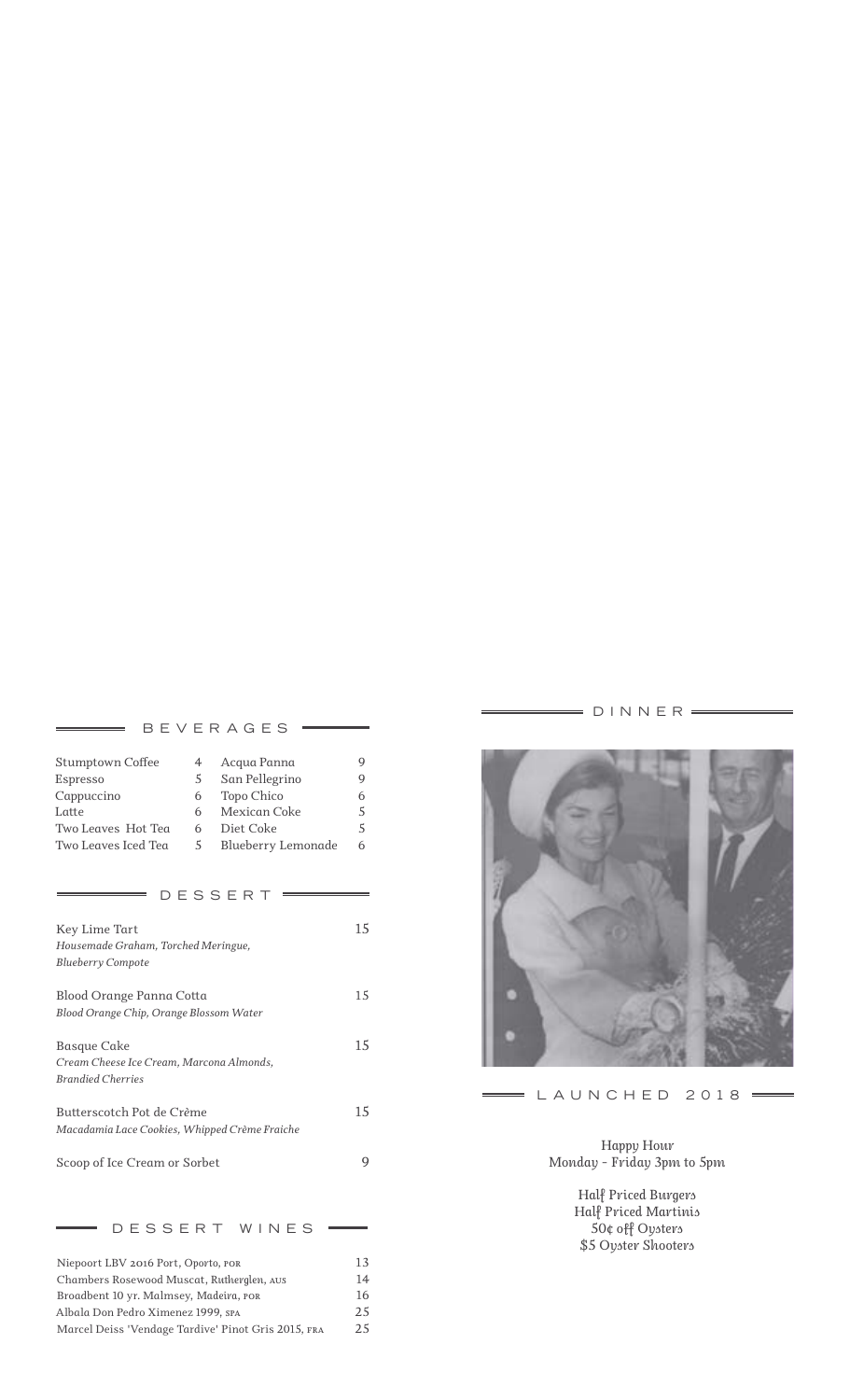## BEVERAGES

| | | | |
|---|---|---|---|
| Stumptown Coffee | 4 | Acqua Panna | 9 |
| Espresso | 5 | San Pellegrino | 9 |
| Cappuccino | 6 | Topo Chico | 6 |
| Latte | 6 | Mexican Coke | 5 |
| Two Leaves Hot Tea | 6 | Diet Coke | 5 |
| Two Leaves Iced Tea | 5 | Blueberry Lemonade | 6 |

## DESSERT

Key Lime Tart — 15
*Housemade Graham, Torched Meringue, Blueberry Compote*

Blood Orange Panna Cotta — 15
*Blood Orange Chip, Orange Blossom Water*

Basque Cake — 15
*Cream Cheese Ice Cream, Marcona Almonds, Brandied Cherries*

Butterscotch Pot de Crème — 15
*Macadamia Lace Cookies, Whipped Crème Fraiche*

Scoop of Ice Cream or Sorbet — 9

## DESSERT WINES

| | |
|---|---|
| Niepoort LBV 2016 Port, *Oporto*, POR | 13 |
| Chambers Rosewood Muscat, *Rutherglen*, AUS | 14 |
| Broadbent 10 yr. Malmsey, *Madeira*, POR | 16 |
| Albala Don Pedro Ximenez 1999, SPA | 25 |
| Marcel Deiss 'Vendage Tardive' Pinot Gris 2015, FRA | 25 |

## DINNER

LAUNCHED 2018

*Happy Hour*
*Monday - Friday 3pm to 5pm*

*Half Priced Burgers*
*Half Priced Martinis*
*50¢ off Oysters*
*$5 Oyster Shooters*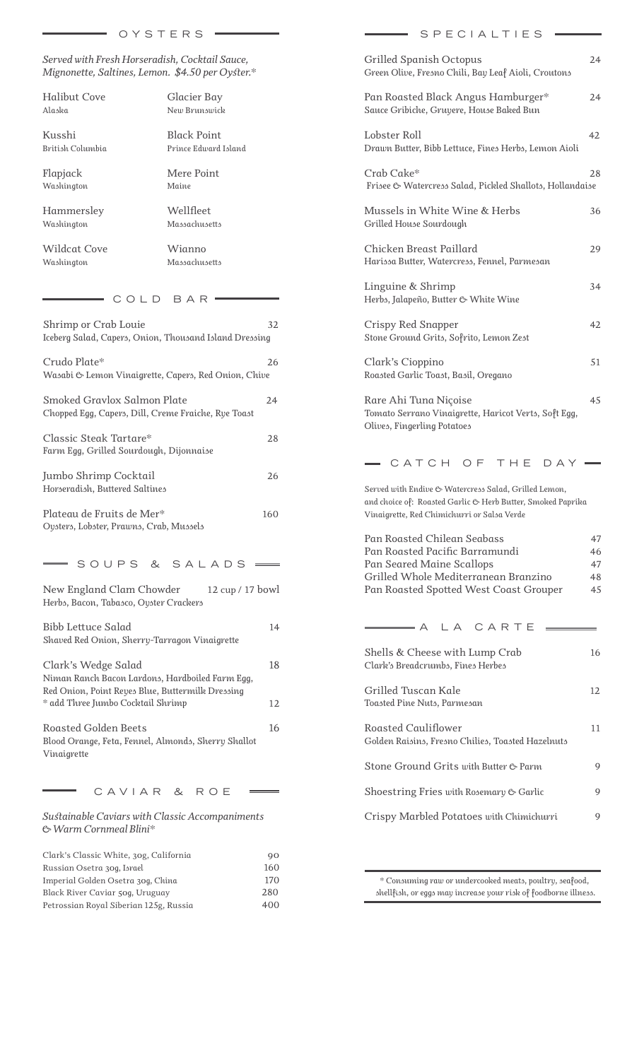## OYSTERS

*Served with Fresh Horseradish, Cocktail Sauce, Mignonette, Saltines, Lemon. $4.50 per Oyster.**

| | |
|---|---|
| Halibut Cove<br>Alaska | Glacier Bay<br>New Brunswick |
| Kusshi<br>British Columbia | Black Point<br>Prince Edward Island |
| Flapjack<br>Washington | Mere Point<br>Maine |
| Hammersley<br>Washington | Wellfleet<br>Massachusetts |
| Wildcat Cove<br>Washington | Wianno<br>Massachusetts |

## COLD BAR

Shrimp or Crab Louie — 32
*Iceberg Salad, Capers, Onion, Thousand Island Dressing*

Crudo Plate* — 26
*Wasabi & Lemon Vinaigrette, Capers, Red Onion, Chive*

Smoked Gravlox Salmon Plate — 24
*Chopped Egg, Capers, Dill, Creme Fraiche, Rye Toast*

Classic Steak Tartare* — 28
*Farm Egg, Grilled Sourdough, Dijonnaise*

Jumbo Shrimp Cocktail — 26
*Horseradish, Buttered Saltines*

Plateau de Fruits de Mer* — 160
*Oysters, Lobster, Prawns, Crab, Mussels*

## SOUPS & SALADS

New England Clam Chowder — 12 cup / 17 bowl
*Herbs, Bacon, Tabasco, Oyster Crackers*

Bibb Lettuce Salad — 14
*Shaved Red Onion, Sherry-Tarragon Vinaigrette*

Clark's Wedge Salad — 18
*Niman Ranch Bacon Lardons, Hardboiled Farm Egg, Red Onion, Point Reyes Blue, Buttermilk Dressing*
* add Three Jumbo Cocktail Shrimp — 12

Roasted Golden Beets — 16
*Blood Orange, Feta, Fennel, Almonds, Sherry Shallot Vinaigrette*

## CAVIAR & ROE

*Sustainable Caviars with Classic Accompaniments & Warm Cornmeal Blini**

| | |
|---|---|
| Clark's Classic White, 30g, California | 90 |
| Russian Osetra 30g, Israel | 160 |
| Imperial Golden Osetra 30g, China | 170 |
| Black River Caviar 50g, Uruguay | 280 |
| Petrossian Royal Siberian 125g, Russia | 400 |

## SPECIALTIES

Grilled Spanish Octopus — 24
*Green Olive, Fresno Chili, Bay Leaf Aioli, Croutons*

Pan Roasted Black Angus Hamburger* — 24
*Sauce Gribiche, Gruyere, House Baked Bun*

Lobster Roll — 42
*Drawn Butter, Bibb Lettuce, Fines Herbs, Lemon Aioli*

Crab Cake* — 28
*Frisee & Watercress Salad, Pickled Shallots, Hollandaise*

Mussels in White Wine & Herbs — 36
*Grilled House Sourdough*

Chicken Breast Paillard — 29
*Harissa Butter, Watercress, Fennel, Parmesan*

Linguine & Shrimp — 34
*Herbs, Jalapeño, Butter & White Wine*

Crispy Red Snapper — 42
*Stone Ground Grits, Sofrito, Lemon Zest*

Clark's Cioppino — 51
*Roasted Garlic Toast, Basil, Oregano*

Rare Ahi Tuna Niçoise — 45
*Tomato Serrano Vinaigrette, Haricot Verts, Soft Egg, Olives, Fingerling Potatoes*

## CATCH OF THE DAY

*Served with Endive & Watercress Salad, Grilled Lemon, and choice of: Roasted Garlic & Herb Butter, Smoked Paprika Vinaigrette, Red Chimichurri or Salsa Verde*

| | |
|---|---|
| Pan Roasted Chilean Seabass | 47 |
| Pan Roasted Pacific Barramundi | 46 |
| Pan Seared Maine Scallops | 47 |
| Grilled Whole Mediterranean Branzino | 48 |
| Pan Roasted Spotted West Coast Grouper | 45 |

## A LA CARTE

Shells & Cheese with Lump Crab — 16
*Clark's Breadcrumbs, Fines Herbes*

Grilled Tuscan Kale — 12
*Toasted Pine Nuts, Parmesan*

Roasted Cauliflower — 11
*Golden Raisins, Fresno Chilies, Toasted Hazelnuts*

Stone Ground Grits *with Butter & Parm* — 9

Shoestring Fries *with Rosemary & Garlic* — 9

Crispy Marbled Potatoes *with Chimichurri* — 9

*\* Consuming raw or undercooked meats, poultry, seafood, shellfish, or eggs may increase your risk of foodborne illness.*